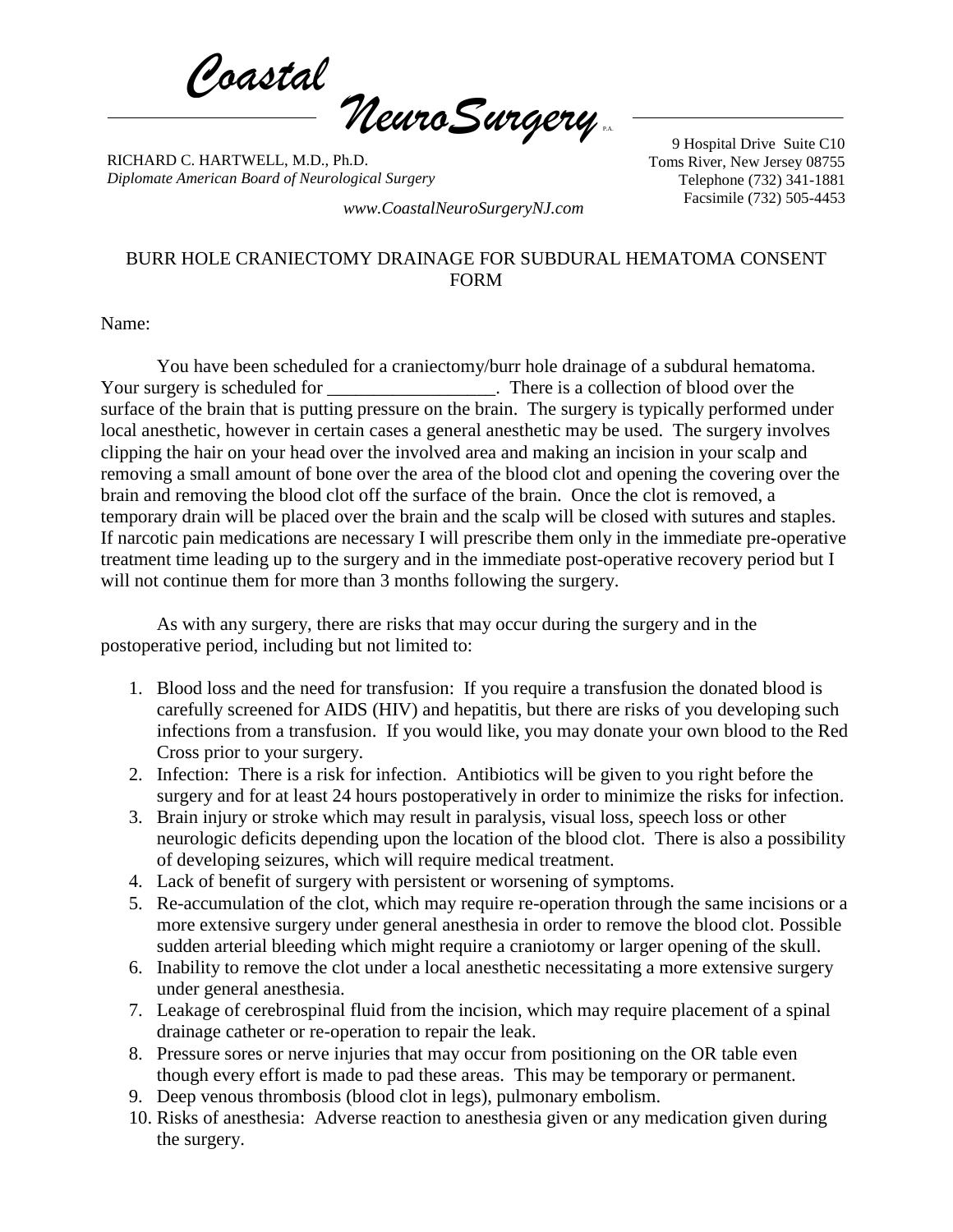*Coastal NeuroSurgery* P.A.

RICHARD C. HARTWELL, M.D., Ph.D.
*Diplomate American Board of Neurological Surgery*

9 Hospital Drive Suite C10
Toms River, New Jersey 08755
Telephone (732) 341-1881
Facsimile (732) 505-4453

*www.CoastalNeuroSurgeryNJ.com*

# BURR HOLE CRANIECTOMY DRAINAGE FOR SUBDURAL HEMATOMA CONSENT FORM

Name:

You have been scheduled for a craniectomy/burr hole drainage of a subdural hematoma. Your surgery is scheduled for __________________. There is a collection of blood over the surface of the brain that is putting pressure on the brain. The surgery is typically performed under local anesthetic, however in certain cases a general anesthetic may be used. The surgery involves clipping the hair on your head over the involved area and making an incision in your scalp and removing a small amount of bone over the area of the blood clot and opening the covering over the brain and removing the blood clot off the surface of the brain. Once the clot is removed, a temporary drain will be placed over the brain and the scalp will be closed with sutures and staples. If narcotic pain medications are necessary I will prescribe them only in the immediate pre-operative treatment time leading up to the surgery and in the immediate post-operative recovery period but I will not continue them for more than 3 months following the surgery.

As with any surgery, there are risks that may occur during the surgery and in the postoperative period, including but not limited to:

1. Blood loss and the need for transfusion: If you require a transfusion the donated blood is carefully screened for AIDS (HIV) and hepatitis, but there are risks of you developing such infections from a transfusion. If you would like, you may donate your own blood to the Red Cross prior to your surgery.
2. Infection: There is a risk for infection. Antibiotics will be given to you right before the surgery and for at least 24 hours postoperatively in order to minimize the risks for infection.
3. Brain injury or stroke which may result in paralysis, visual loss, speech loss or other neurologic deficits depending upon the location of the blood clot. There is also a possibility of developing seizures, which will require medical treatment.
4. Lack of benefit of surgery with persistent or worsening of symptoms.
5. Re-accumulation of the clot, which may require re-operation through the same incisions or a more extensive surgery under general anesthesia in order to remove the blood clot. Possible sudden arterial bleeding which might require a craniotomy or larger opening of the skull.
6. Inability to remove the clot under a local anesthetic necessitating a more extensive surgery under general anesthesia.
7. Leakage of cerebrospinal fluid from the incision, which may require placement of a spinal drainage catheter or re-operation to repair the leak.
8. Pressure sores or nerve injuries that may occur from positioning on the OR table even though every effort is made to pad these areas. This may be temporary or permanent.
9. Deep venous thrombosis (blood clot in legs), pulmonary embolism.
10. Risks of anesthesia: Adverse reaction to anesthesia given or any medication given during the surgery.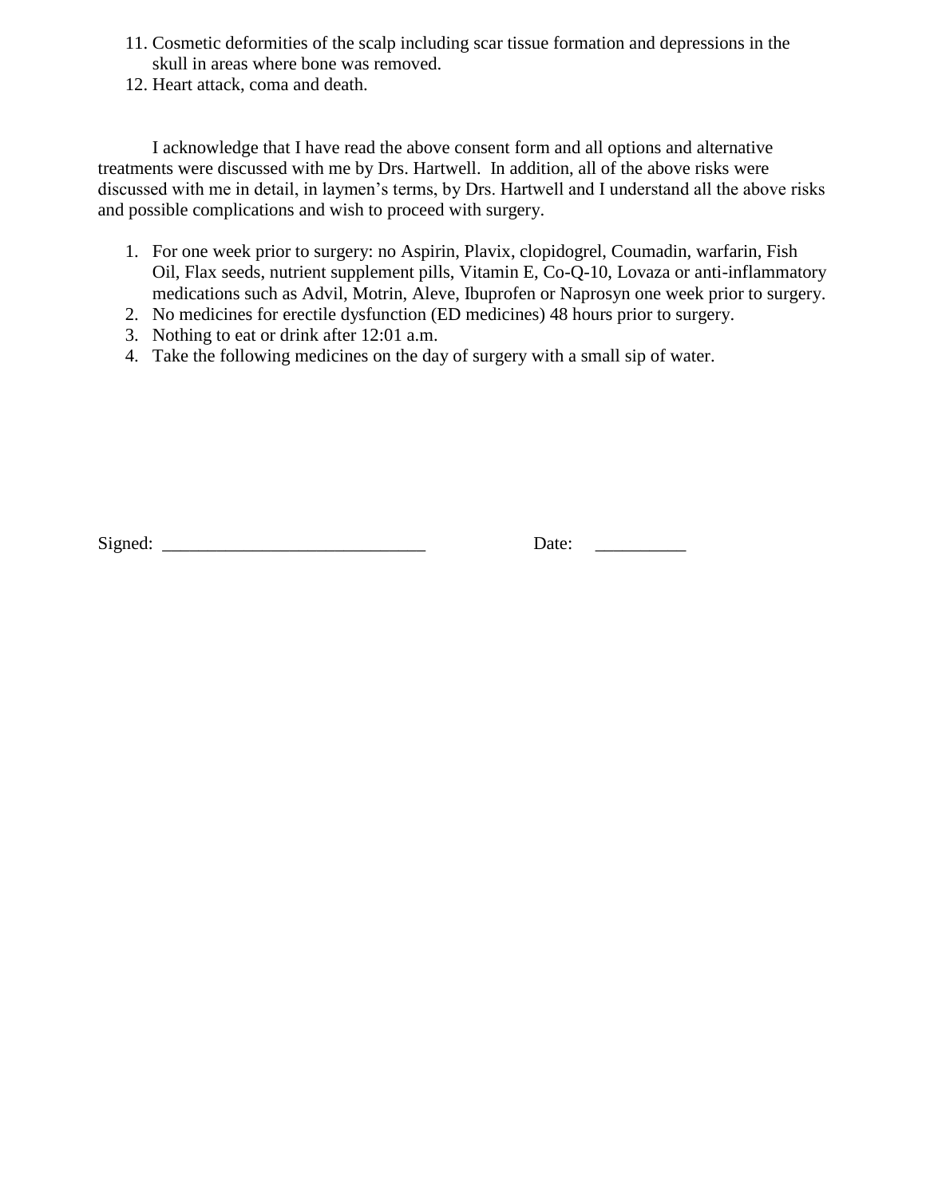11. Cosmetic deformities of the scalp including scar tissue formation and depressions in the skull in areas where bone was removed.
12. Heart attack, coma and death.

I acknowledge that I have read the above consent form and all options and alternative treatments were discussed with me by Drs. Hartwell. In addition, all of the above risks were discussed with me in detail, in laymen's terms, by Drs. Hartwell and I understand all the above risks and possible complications and wish to proceed with surgery.

1. For one week prior to surgery: no Aspirin, Plavix, clopidogrel, Coumadin, warfarin, Fish Oil, Flax seeds, nutrient supplement pills, Vitamin E, Co-Q-10, Lovaza or anti-inflammatory medications such as Advil, Motrin, Aleve, Ibuprofen or Naprosyn one week prior to surgery.
2. No medicines for erectile dysfunction (ED medicines) 48 hours prior to surgery.
3. Nothing to eat or drink after 12:01 a.m.
4. Take the following medicines on the day of surgery with a small sip of water.

Signed: _____________________________ Date: __________